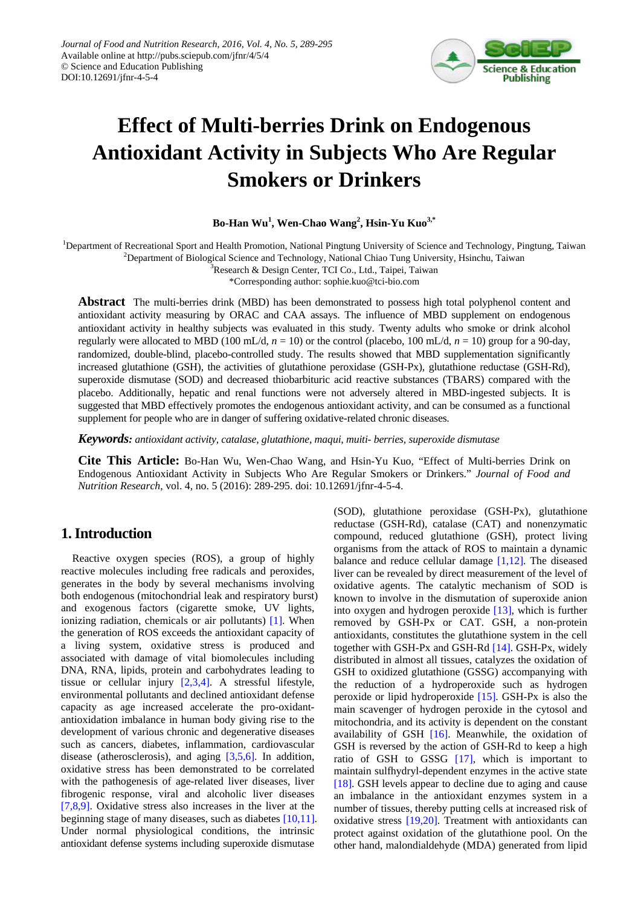Journal of Food and Nutrition Research, 2016, Vol. 4, No. 5, 289-295
Available online at http://pubs.sciepub.com/jfnr/4/5/4
© Science and Education Publishing
DOI:10.12691/jfnr-4-5-4

# Effect of Multi-berries Drink on Endogenous Antioxidant Activity in Subjects Who Are Regular Smokers or Drinkers

**Bo-Han Wu[1], Wen-Chao Wang[2], Hsin-Yu Kuo[3,*]**

[1]Department of Recreational Sport and Health Promotion, National Pingtung University of Science and Technology, Pingtung, Taiwan
[2]Department of Biological Science and Technology, National Chiao Tung University, Hsinchu, Taiwan
[3]Research & Design Center, TCI Co., Ltd., Taipei, Taiwan
*Corresponding author: sophie.kuo@tci-bio.com

**Abstract** The multi-berries drink (MBD) has been demonstrated to possess high total polyphenol content and antioxidant activity measuring by ORAC and CAA assays. The influence of MBD supplement on endogenous antioxidant activity in healthy subjects was evaluated in this study. Twenty adults who smoke or drink alcohol regularly were allocated to MBD (100 mL/d, *n* = 10) or the control (placebo, 100 mL/d, *n* = 10) group for a 90-day, randomized, double-blind, placebo-controlled study. The results showed that MBD supplementation significantly increased glutathione (GSH), the activities of glutathione peroxidase (GSH-Px), glutathione reductase (GSH-Rd), superoxide dismutase (SOD) and decreased thiobarbituric acid reactive substances (TBARS) compared with the placebo. Additionally, hepatic and renal functions were not adversely altered in MBD-ingested subjects. It is suggested that MBD effectively promotes the endogenous antioxidant activity, and can be consumed as a functional supplement for people who are in danger of suffering oxidative-related chronic diseases.

***Keywords:*** *antioxidant activity, catalase, glutathione, maqui, muiti- berries, superoxide dismutase*

**Cite This Article:** Bo-Han Wu, Wen-Chao Wang, and Hsin-Yu Kuo, "Effect of Multi-berries Drink on Endogenous Antioxidant Activity in Subjects Who Are Regular Smokers or Drinkers." *Journal of Food and Nutrition Research*, vol. 4, no. 5 (2016): 289-295. doi: 10.12691/jfnr-4-5-4.

## 1. Introduction

Reactive oxygen species (ROS), a group of highly reactive molecules including free radicals and peroxides, generates in the body by several mechanisms involving both endogenous (mitochondrial leak and respiratory burst) and exogenous factors (cigarette smoke, UV lights, ionizing radiation, chemicals or air pollutants) [1]. When the generation of ROS exceeds the antioxidant capacity of a living system, oxidative stress is produced and associated with damage of vital biomolecules including DNA, RNA, lipids, protein and carbohydrates leading to tissue or cellular injury [2,3,4]. A stressful lifestyle, environmental pollutants and declined antioxidant defense capacity as age increased accelerate the pro-oxidant-antioxidation imbalance in human body giving rise to the development of various chronic and degenerative diseases such as cancers, diabetes, inflammation, cardiovascular disease (atherosclerosis), and aging [3,5,6]. In addition, oxidative stress has been demonstrated to be correlated with the pathogenesis of age-related liver diseases, liver fibrogenic response, viral and alcoholic liver diseases [7,8,9]. Oxidative stress also increases in the liver at the beginning stage of many diseases, such as diabetes [10,11]. Under normal physiological conditions, the intrinsic antioxidant defense systems including superoxide dismutase (SOD), glutathione peroxidase (GSH-Px), glutathione reductase (GSH-Rd), catalase (CAT) and nonenzymatic compound, reduced glutathione (GSH), protect living organisms from the attack of ROS to maintain a dynamic balance and reduce cellular damage [1,12]. The diseased liver can be revealed by direct measurement of the level of oxidative agents. The catalytic mechanism of SOD is known to involve in the dismutation of superoxide anion into oxygen and hydrogen peroxide [13], which is further removed by GSH-Px or CAT. GSH, a non-protein antioxidants, constitutes the glutathione system in the cell together with GSH-Px and GSH-Rd [14]. GSH-Px, widely distributed in almost all tissues, catalyzes the oxidation of GSH to oxidized glutathione (GSSG) accompanying with the reduction of a hydroperoxide such as hydrogen peroxide or lipid hydroperoxide [15]. GSH-Px is also the main scavenger of hydrogen peroxide in the cytosol and mitochondria, and its activity is dependent on the constant availability of GSH [16]. Meanwhile, the oxidation of GSH is reversed by the action of GSH-Rd to keep a high ratio of GSH to GSSG [17], which is important to maintain sulfhydryl-dependent enzymes in the active state [18]. GSH levels appear to decline due to aging and cause an imbalance in the antioxidant enzymes system in a number of tissues, thereby putting cells at increased risk of oxidative stress [19,20]. Treatment with antioxidants can protect against oxidation of the glutathione pool. On the other hand, malondialdehyde (MDA) generated from lipid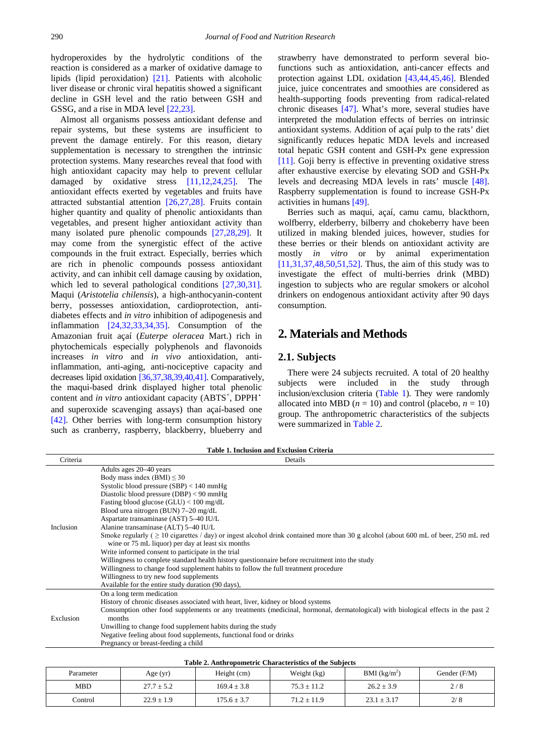hydroperoxides by the hydrolytic conditions of the reaction is considered as a marker of oxidative damage to lipids (lipid peroxidation) [21]. Patients with alcoholic liver disease or chronic viral hepatitis showed a significant decline in GSH level and the ratio between GSH and GSSG, and a rise in MDA level [22,23].

Almost all organisms possess antioxidant defense and repair systems, but these systems are insufficient to prevent the damage entirely. For this reason, dietary supplementation is necessary to strengthen the intrinsic protection systems. Many researches reveal that food with high antioxidant capacity may help to prevent cellular damaged by oxidative stress [11,12,24,25]. The antioxidant effects exerted by vegetables and fruits have attracted substantial attention [26,27,28]. Fruits contain higher quantity and quality of phenolic antioxidants than vegetables, and present higher antioxidant activity than many isolated pure phenolic compounds [27,28,29]. It may come from the synergistic effect of the active compounds in the fruit extract. Especially, berries which are rich in phenolic compounds possess antioxidant activity, and can inhibit cell damage causing by oxidation, which led to several pathological conditions [27,30,31]. Maqui (*Aristotelia chilensis*), a high-anthocyanin-content berry, possesses antioxidation, cardioprotection, anti-diabetes effects and *in vitro* inhibition of adipogenesis and inflammation [24,32,33,34,35]. Consumption of the Amazonian fruit açaí (*Euterpe oleracea* Mart.) rich in phytochemicals especially polyphenols and flavonoids increases *in vitro* and *in vivo* antioxidation, anti-inflammation, anti-aging, anti-nociceptive capacity and decreases lipid oxidation [36,37,38,39,40,41]. Comparatively, the maqui-based drink displayed higher total phenolic content and *in vitro* antioxidant capacity (ABTS$^+$, DPPH$^•$ and superoxide scavenging assays) than açaí-based one [42]. Other berries with long-term consumption history such as cranberry, raspberry, blackberry, blueberry and strawberry have demonstrated to perform several bio-functions such as antioxidation, anti-cancer effects and protection against LDL oxidation [43,44,45,46]. Blended juice, juice concentrates and smoothies are considered as health-supporting foods preventing from radical-related chronic diseases [47]. What's more, several studies have interpreted the modulation effects of berries on intrinsic antioxidant systems. Addition of açaí pulp to the rats' diet significantly reduces hepatic MDA levels and increased total hepatic GSH content and GSH-Px gene expression [11]. Goji berry is effective in preventing oxidative stress after exhaustive exercise by elevating SOD and GSH-Px levels and decreasing MDA levels in rats' muscle [48]. Raspberry supplementation is found to increase GSH-Px activities in humans [49].

Berries such as maqui, açaí, camu camu, blackthorn, wolfberry, elderberry, bilberry and chokeberry have been utilized in making blended juices, however, studies for these berries or their blends on antioxidant activity are mostly *in vitro* or by animal experimentation [11,31,37,48,50,51,52]. Thus, the aim of this study was to investigate the effect of multi-berries drink (MBD) ingestion to subjects who are regular smokers or alcohol drinkers on endogenous antioxidant activity after 90 days consumption.

## 2. Materials and Methods

### 2.1. Subjects

There were 24 subjects recruited. A total of 20 healthy subjects were included in the study through inclusion/exclusion criteria (Table 1). They were randomly allocated into MBD ($n = 10$) and control (placebo, $n = 10$) group. The anthropometric characteristics of the subjects were summarized in Table 2.

**Table 1. Inclusion and Exclusion Criteria**

| Criteria | Details |
|---|---|
| Inclusion | Adults ages 20–40 years<br>Body mass index (BMI) ≤ 30<br>Systolic blood pressure (SBP) < 140 mmHg<br>Diastolic blood pressure (DBP) < 90 mmHg<br>Fasting blood glucose (GLU) < 100 mg/dL<br>Blood urea nitrogen (BUN) 7–20 mg/dL<br>Aspartate transaminase (AST) 5–40 IU/L<br>Alanine transaminase (ALT) 5–40 IU/L<br>Smoke regularly ( ≥ 10 cigarettes / day) or ingest alcohol drink contained more than 30 g alcohol (about 600 mL of beer, 250 mL red wine or 75 mL liquor) per day at least six months<br>Write informed consent to participate in the trial<br>Willingness to complete standard health history questionnaire before recruitment into the study<br>Willingness to change food supplement habits to follow the full treatment procedure<br>Willingness to try new food supplements<br>Available for the entire study duration (90 days), |
| Exclusion | On a long term medication<br>History of chronic diseases associated with heart, liver, kidney or blood systems<br>Consumption other food supplements or any treatments (medicinal, hormonal, dermatological) with biological effects in the past 2 months<br>Unwilling to change food supplement habits during the study<br>Negative feeling about food supplements, functional food or drinks<br>Pregnancy or breast-feeding a child |

**Table 2. Anthropometric Characteristics of the Subjects**

| Parameter | Age (yr) | Height (cm) | Weight (kg) | BMI (kg/m$^2$) | Gender (F/M) |
|---|---|---|---|---|---|
| MBD | 27.7 ± 5.2 | 169.4 ± 3.8 | 75.3 ± 11.2 | 26.2 ± 3.9 | 2 / 8 |
| Control | 22.9 ± 1.9 | 175.6 ± 3.7 | 71.2 ± 11.9 | 23.1 ± 3.17 | 2/ 8 |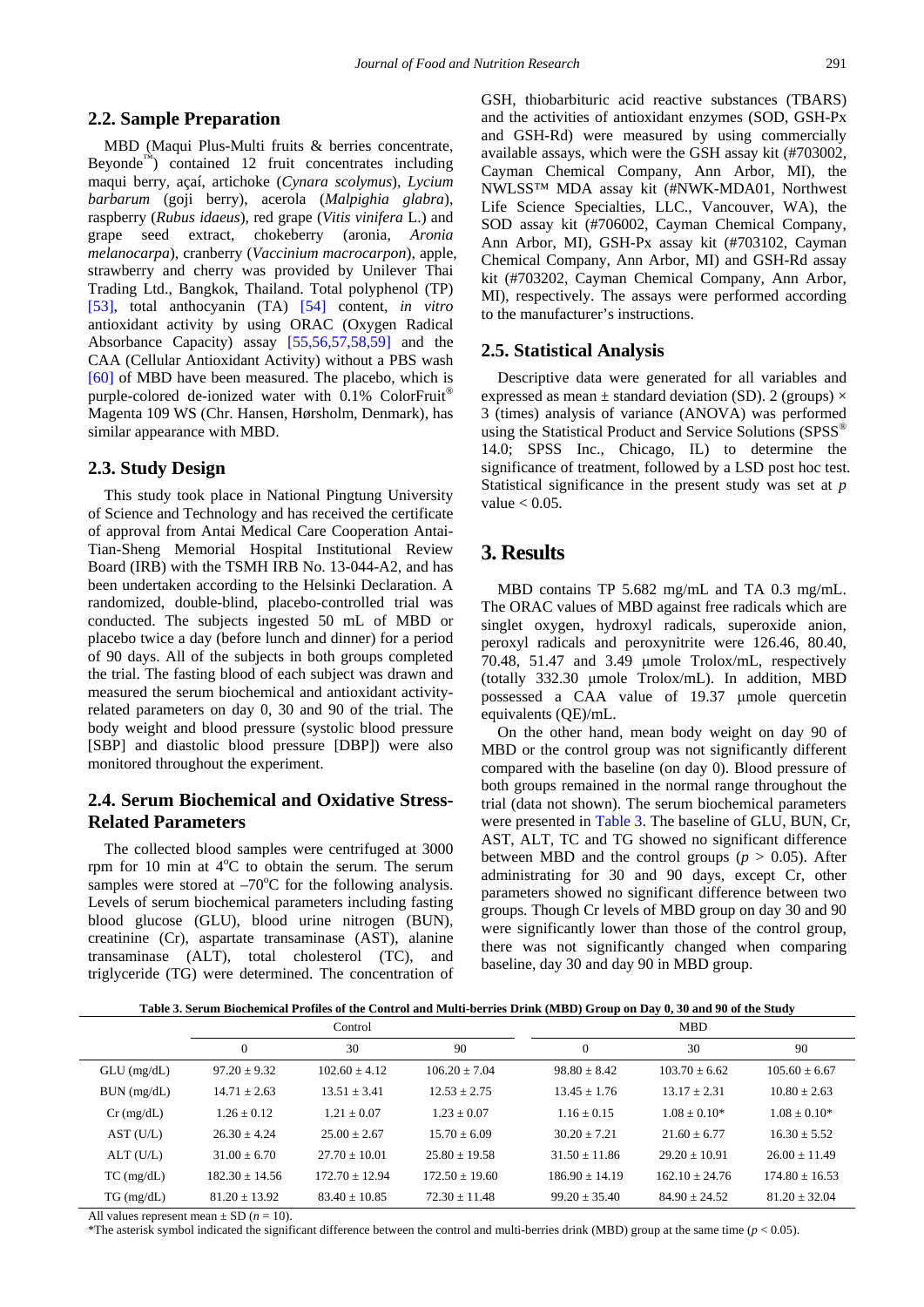## 2.2. Sample Preparation

MBD (Maqui Plus-Multi fruits & berries concentrate, Beyonde™) contained 12 fruit concentrates including maqui berry, açaí, artichoke (*Cynara scolymus*), *Lycium barbarum* (goji berry), acerola (*Malpighia glabra*), raspberry (*Rubus idaeus*), red grape (*Vitis vinifera* L.) and grape seed extract, chokeberry (aronia, *Aronia melanocarpa*), cranberry (*Vaccinium macrocarpon*), apple, strawberry and cherry was provided by Unilever Thai Trading Ltd., Bangkok, Thailand. Total polyphenol (TP) [53], total anthocyanin (TA) [54] content, *in vitro* antioxidant activity by using ORAC (Oxygen Radical Absorbance Capacity) assay [55,56,57,58,59] and the CAA (Cellular Antioxidant Activity) without a PBS wash [60] of MBD have been measured. The placebo, which is purple-colored de-ionized water with 0.1% ColorFruit® Magenta 109 WS (Chr. Hansen, Hørsholm, Denmark), has similar appearance with MBD.

## 2.3. Study Design

This study took place in National Pingtung University of Science and Technology and has received the certificate of approval from Antai Medical Care Cooperation Antai-Tian-Sheng Memorial Hospital Institutional Review Board (IRB) with the TSMH IRB No. 13-044-A2, and has been undertaken according to the Helsinki Declaration. A randomized, double-blind, placebo-controlled trial was conducted. The subjects ingested 50 mL of MBD or placebo twice a day (before lunch and dinner) for a period of 90 days. All of the subjects in both groups completed the trial. The fasting blood of each subject was drawn and measured the serum biochemical and antioxidant activity-related parameters on day 0, 30 and 90 of the trial. The body weight and blood pressure (systolic blood pressure [SBP] and diastolic blood pressure [DBP]) were also monitored throughout the experiment.

## 2.4. Serum Biochemical and Oxidative Stress-Related Parameters

The collected blood samples were centrifuged at 3000 rpm for 10 min at 4°C to obtain the serum. The serum samples were stored at –70°C for the following analysis. Levels of serum biochemical parameters including fasting blood glucose (GLU), blood urine nitrogen (BUN), creatinine (Cr), aspartate transaminase (AST), alanine transaminase (ALT), total cholesterol (TC), and triglyceride (TG) were determined. The concentration of GSH, thiobarbituric acid reactive substances (TBARS) and the activities of antioxidant enzymes (SOD, GSH-Px and GSH-Rd) were measured by using commercially available assays, which were the GSH assay kit (#703002, Cayman Chemical Company, Ann Arbor, MI), the NWLSS™ MDA assay kit (#NWK-MDA01, Northwest Life Science Specialties, LLC., Vancouver, WA), the SOD assay kit (#706002, Cayman Chemical Company, Ann Arbor, MI), GSH-Px assay kit (#703102, Cayman Chemical Company, Ann Arbor, MI) and GSH-Rd assay kit (#703202, Cayman Chemical Company, Ann Arbor, MI), respectively. The assays were performed according to the manufacturer's instructions.

## 2.5. Statistical Analysis

Descriptive data were generated for all variables and expressed as mean ± standard deviation (SD). 2 (groups) × 3 (times) analysis of variance (ANOVA) was performed using the Statistical Product and Service Solutions (SPSS® 14.0; SPSS Inc., Chicago, IL) to determine the significance of treatment, followed by a LSD post hoc test. Statistical significance in the present study was set at $p$ value $< 0.05$.

# 3. Results

MBD contains TP 5.682 mg/mL and TA 0.3 mg/mL. The ORAC values of MBD against free radicals which are singlet oxygen, hydroxyl radicals, superoxide anion, peroxyl radicals and peroxynitrite were 126.46, 80.40, 70.48, 51.47 and 3.49 μmole Trolox/mL, respectively (totally 332.30 μmole Trolox/mL). In addition, MBD possessed a CAA value of 19.37 μmole quercetin equivalents (QE)/mL.

On the other hand, mean body weight on day 90 of MBD or the control group was not significantly different compared with the baseline (on day 0). Blood pressure of both groups remained in the normal range throughout the trial (data not shown). The serum biochemical parameters were presented in Table 3. The baseline of GLU, BUN, Cr, AST, ALT, TC and TG showed no significant difference between MBD and the control groups ($p > 0.05$). After administrating for 30 and 90 days, except Cr, other parameters showed no significant difference between two groups. Though Cr levels of MBD group on day 30 and 90 were significantly lower than those of the control group, there was not significantly changed when comparing baseline, day 30 and day 90 in MBD group.

**Table 3. Serum Biochemical Profiles of the Control and Multi-berries Drink (MBD) Group on Day 0, 30 and 90 of the Study**

| | Control | | | MBD | | |
|---|---|---|---|---|---|---|
| | 0 | 30 | 90 | 0 | 30 | 90 |
| GLU (mg/dL) | 97.20 ± 9.32 | 102.60 ± 4.12 | 106.20 ± 7.04 | 98.80 ± 8.42 | 103.70 ± 6.62 | 105.60 ± 6.67 |
| BUN (mg/dL) | 14.71 ± 2.63 | 13.51 ± 3.41 | 12.53 ± 2.75 | 13.45 ± 1.76 | 13.17 ± 2.31 | 10.80 ± 2.63 |
| Cr (mg/dL) | 1.26 ± 0.12 | 1.21 ± 0.07 | 1.23 ± 0.07 | 1.16 ± 0.15 | 1.08 ± 0.10* | 1.08 ± 0.10* |
| AST (U/L) | 26.30 ± 4.24 | 25.00 ± 2.67 | 15.70 ± 6.09 | 30.20 ± 7.21 | 21.60 ± 6.77 | 16.30 ± 5.52 |
| ALT (U/L) | 31.00 ± 6.70 | 27.70 ± 10.01 | 25.80 ± 19.58 | 31.50 ± 11.86 | 29.20 ± 10.91 | 26.00 ± 11.49 |
| TC (mg/dL) | 182.30 ± 14.56 | 172.70 ± 12.94 | 172.50 ± 19.60 | 186.90 ± 14.19 | 162.10 ± 24.76 | 174.80 ± 16.53 |
| TG (mg/dL) | 81.20 ± 13.92 | 83.40 ± 10.85 | 72.30 ± 11.48 | 99.20 ± 35.40 | 84.90 ± 24.52 | 81.20 ± 32.04 |

All values represent mean ± SD ($n = 10$).

*The asterisk symbol indicated the significant difference between the control and multi-berries drink (MBD) group at the same time ($p < 0.05$).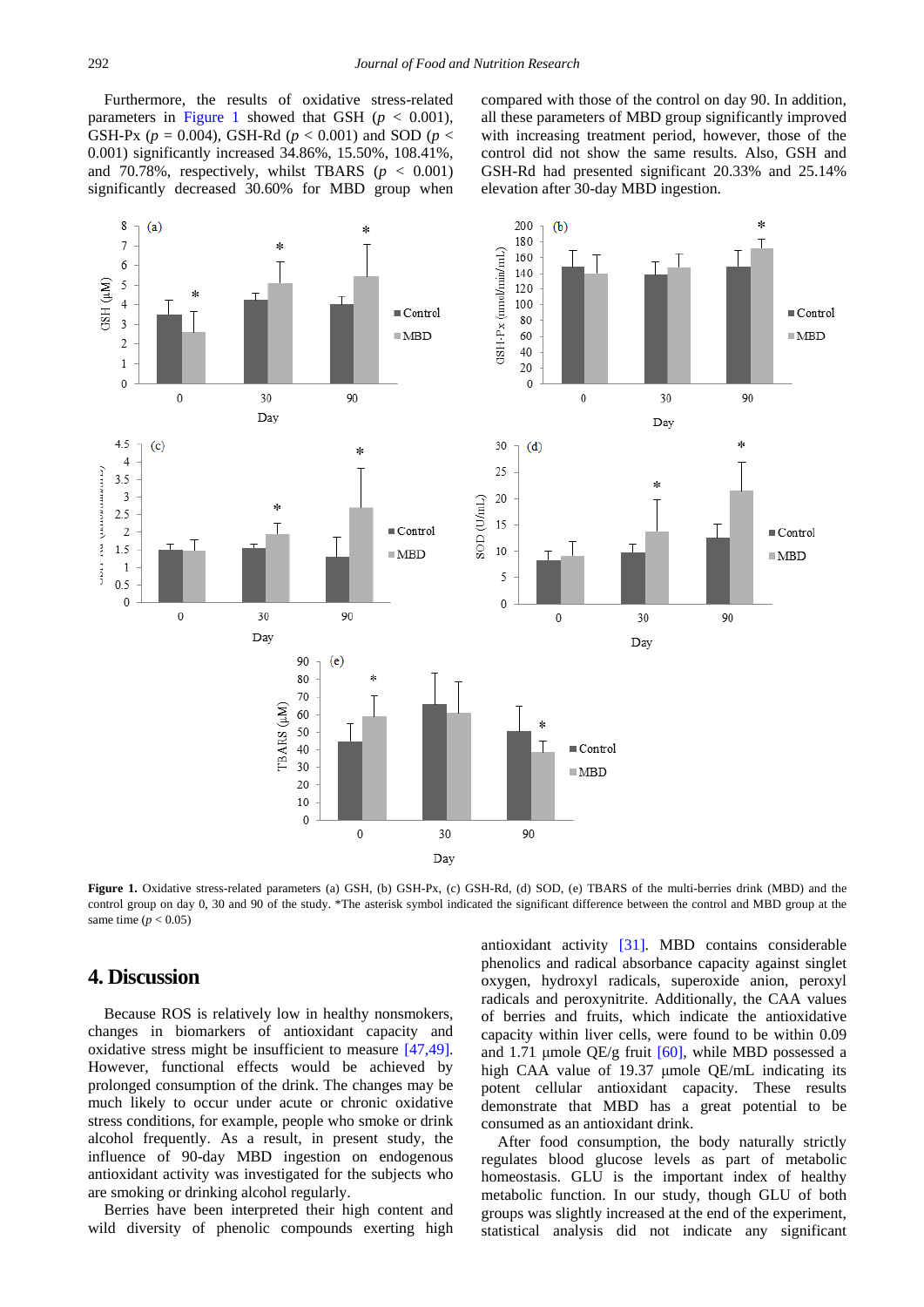Furthermore, the results of oxidative stress-related parameters in Figure 1 showed that GSH ($p < 0.001$), GSH-Px ($p = 0.004$), GSH-Rd ($p < 0.001$) and SOD ($p < 0.001$) significantly increased 34.86%, 15.50%, 108.41%, and 70.78%, respectively, whilst TBARS ($p < 0.001$) significantly decreased 30.60% for MBD group when compared with those of the control on day 90. In addition, all these parameters of MBD group significantly improved with increasing treatment period, however, those of the control did not show the same results. Also, GSH and GSH-Rd had presented significant 20.33% and 25.14% elevation after 30-day MBD ingestion.

**Figure 1.** Oxidative stress-related parameters (a) GSH, (b) GSH-Px, (c) GSH-Rd, (d) SOD, (e) TBARS of the multi-berries drink (MBD) and the control group on day 0, 30 and 90 of the study. *The asterisk symbol indicated the significant difference between the control and MBD group at the same time ($p < 0.05$)

## 4. Discussion

Because ROS is relatively low in healthy nonsmokers, changes in biomarkers of antioxidant capacity and oxidative stress might be insufficient to measure [47,49]. However, functional effects would be achieved by prolonged consumption of the drink. The changes may be much likely to occur under acute or chronic oxidative stress conditions, for example, people who smoke or drink alcohol frequently. As a result, in present study, the influence of 90-day MBD ingestion on endogenous antioxidant activity was investigated for the subjects who are smoking or drinking alcohol regularly.

Berries have been interpreted their high content and wild diversity of phenolic compounds exerting high antioxidant activity [31]. MBD contains considerable phenolics and radical absorbance capacity against singlet oxygen, hydroxyl radicals, superoxide anion, peroxyl radicals and peroxynitrite. Additionally, the CAA values of berries and fruits, which indicate the antioxidative capacity within liver cells, were found to be within 0.09 and 1.71 μmole QE/g fruit [60], while MBD possessed a high CAA value of 19.37 μmole QE/mL indicating its potent cellular antioxidant capacity. These results demonstrate that MBD has a great potential to be consumed as an antioxidant drink.

After food consumption, the body naturally strictly regulates blood glucose levels as part of metabolic homeostasis. GLU is the important index of healthy metabolic function. In our study, though GLU of both groups was slightly increased at the end of the experiment, statistical analysis did not indicate any significant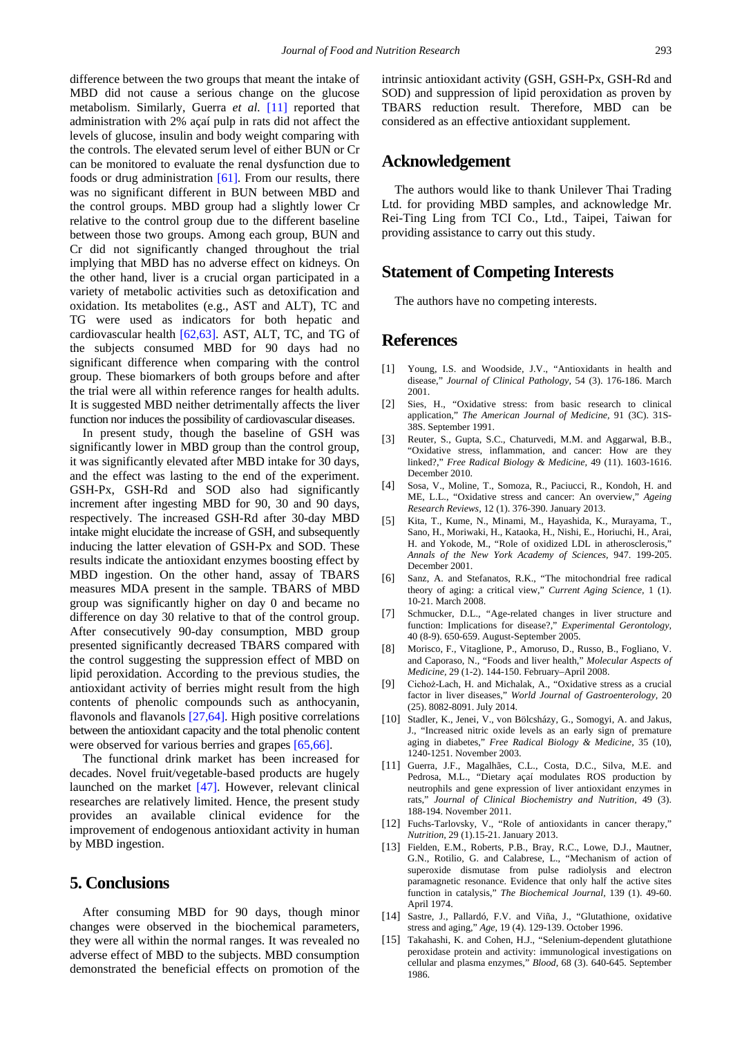difference between the two groups that meant the intake of MBD did not cause a serious change on the glucose metabolism. Similarly, Guerra *et al.* [11] reported that administration with 2% açaí pulp in rats did not affect the levels of glucose, insulin and body weight comparing with the controls. The elevated serum level of either BUN or Cr can be monitored to evaluate the renal dysfunction due to foods or drug administration [61]. From our results, there was no significant different in BUN between MBD and the control groups. MBD group had a slightly lower Cr relative to the control group due to the different baseline between those two groups. Among each group, BUN and Cr did not significantly changed throughout the trial implying that MBD has no adverse effect on kidneys. On the other hand, liver is a crucial organ participated in a variety of metabolic activities such as detoxification and oxidation. Its metabolites (e.g., AST and ALT), TC and TG were used as indicators for both hepatic and cardiovascular health [62,63]. AST, ALT, TC, and TG of the subjects consumed MBD for 90 days had no significant difference when comparing with the control group. These biomarkers of both groups before and after the trial were all within reference ranges for health adults. It is suggested MBD neither detrimentally affects the liver function nor induces the possibility of cardiovascular diseases.

In present study, though the baseline of GSH was significantly lower in MBD group than the control group, it was significantly elevated after MBD intake for 30 days, and the effect was lasting to the end of the experiment. GSH-Px, GSH-Rd and SOD also had significantly increment after ingesting MBD for 90, 30 and 90 days, respectively. The increased GSH-Rd after 30-day MBD intake might elucidate the increase of GSH, and subsequently inducing the latter elevation of GSH-Px and SOD. These results indicate the antioxidant enzymes boosting effect by MBD ingestion. On the other hand, assay of TBARS measures MDA present in the sample. TBARS of MBD group was significantly higher on day 0 and became no difference on day 30 relative to that of the control group. After consecutively 90-day consumption, MBD group presented significantly decreased TBARS compared with the control suggesting the suppression effect of MBD on lipid peroxidation. According to the previous studies, the antioxidant activity of berries might result from the high contents of phenolic compounds such as anthocyanin, flavonols and flavanols [27,64]. High positive correlations between the antioxidant capacity and the total phenolic content were observed for various berries and grapes [65,66].

The functional drink market has been increased for decades. Novel fruit/vegetable-based products are hugely launched on the market [47]. However, relevant clinical researches are relatively limited. Hence, the present study provides an available clinical evidence for the improvement of endogenous antioxidant activity in human by MBD ingestion.

## 5. Conclusions

After consuming MBD for 90 days, though minor changes were observed in the biochemical parameters, they were all within the normal ranges. It was revealed no adverse effect of MBD to the subjects. MBD consumption demonstrated the beneficial effects on promotion of the intrinsic antioxidant activity (GSH, GSH-Px, GSH-Rd and SOD) and suppression of lipid peroxidation as proven by TBARS reduction result. Therefore, MBD can be considered as an effective antioxidant supplement.

## Acknowledgement

The authors would like to thank Unilever Thai Trading Ltd. for providing MBD samples, and acknowledge Mr. Rei-Ting Ling from TCI Co., Ltd., Taipei, Taiwan for providing assistance to carry out this study.

## Statement of Competing Interests

The authors have no competing interests.

## References

[1] Young, I.S. and Woodside, J.V., "Antioxidants in health and disease," *Journal of Clinical Pathology*, 54 (3). 176-186. March 2001.

[2] Sies, H., "Oxidative stress: from basic research to clinical application," *The American Journal of Medicine*, 91 (3C). 31S-38S. September 1991.

[3] Reuter, S., Gupta, S.C., Chaturvedi, M.M. and Aggarwal, B.B., "Oxidative stress, inflammation, and cancer: How are they linked?," *Free Radical Biology & Medicine*, 49 (11). 1603-1616. December 2010.

[4] Sosa, V., Moline, T., Somoza, R., Paciucci, R., Kondoh, H. and ME, L.L., "Oxidative stress and cancer: An overview," *Ageing Research Reviews*, 12 (1). 376-390. January 2013.

[5] Kita, T., Kume, N., Minami, M., Hayashida, K., Murayama, T., Sano, H., Moriwaki, H., Kataoka, H., Nishi, E., Horiuchi, H., Arai, H. and Yokode, M., "Role of oxidized LDL in atherosclerosis," *Annals of the New York Academy of Sciences*, 947. 199-205. December 2001.

[6] Sanz, A. and Stefanatos, R.K., "The mitochondrial free radical theory of aging: a critical view," *Current Aging Science*, 1 (1). 10-21. March 2008.

[7] Schmucker, D.L., "Age-related changes in liver structure and function: Implications for disease?," *Experimental Gerontology*, 40 (8-9). 650-659. August-September 2005.

[8] Morisco, F., Vitaglione, P., Amoruso, D., Russo, B., Fogliano, V. and Caporaso, N., "Foods and liver health," *Molecular Aspects of Medicine*, 29 (1-2). 144-150. February–April 2008.

[9] Cichoż-Lach, H. and Michalak, A., "Oxidative stress as a crucial factor in liver diseases," *World Journal of Gastroenterology*, 20 (25). 8082-8091. July 2014.

[10] Stadler, K., Jenei, V., von Bölcsházy, G., Somogyi, A. and Jakus, J., "Increased nitric oxide levels as an early sign of premature aging in diabetes," *Free Radical Biology & Medicine*, 35 (10), 1240-1251. November 2003.

[11] Guerra, J.F., Magalhães, C.L., Costa, D.C., Silva, M.E. and Pedrosa, M.L., "Dietary açaí modulates ROS production by neutrophils and gene expression of liver antioxidant enzymes in rats," *Journal of Clinical Biochemistry and Nutrition*, 49 (3). 188-194. November 2011.

[12] Fuchs-Tarlovsky, V., "Role of antioxidants in cancer therapy," *Nutrition*, 29 (1).15-21. January 2013.

[13] Fielden, E.M., Roberts, P.B., Bray, R.C., Lowe, D.J., Mautner, G.N., Rotilio, G. and Calabrese, L., "Mechanism of action of superoxide dismutase from pulse radiolysis and electron paramagnetic resonance. Evidence that only half the active sites function in catalysis," *The Biochemical Journal*, 139 (1). 49-60. April 1974.

[14] Sastre, J., Pallardó, F.V. and Viña, J., "Glutathione, oxidative stress and aging," *Age*, 19 (4). 129-139. October 1996.

[15] Takahashi, K. and Cohen, H.J., "Selenium-dependent glutathione peroxidase protein and activity: immunological investigations on cellular and plasma enzymes," *Blood*, 68 (3). 640-645. September 1986.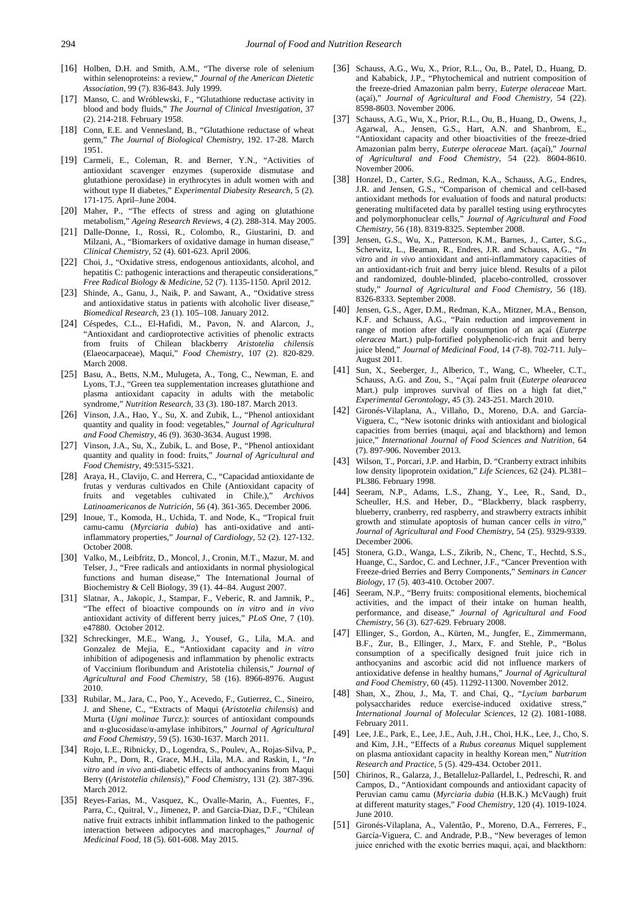[16] Holben, D.H. and Smith, A.M., "The diverse role of selenium within selenoproteins: a review," *Journal of the American Dietetic Association*, 99 (7). 836-843. July 1999.

[17] Manso, C. and Wróblewski, F., "Glutathione reductase activity in blood and body fluids," *The Journal of Clinical Investigation*, 37 (2). 214-218. February 1958.

[18] Conn, E.E. and Vennesland, B., "Glutathione reductase of wheat germ," *The Journal of Biological Chemistry*, 192. 17-28. March 1951.

[19] Carmeli, E., Coleman, R. and Berner, Y.N., "Activities of antioxidant scavenger enzymes (superoxide dismutase and glutathione peroxidase) in erythrocytes in adult women with and without type II diabetes," *Experimental Diabesity Research*, 5 (2). 171-175. April–June 2004.

[20] Maher, P., "The effects of stress and aging on glutathione metabolism," *Ageing Research Reviews*, 4 (2). 288-314. May 2005.

[21] Dalle-Donne, I., Rossi, R., Colombo, R., Giustarini, D. and Milzani, A., "Biomarkers of oxidative damage in human disease," *Clinical Chemistry*, 52 (4). 601-623. April 2006.

[22] Choi, J., "Oxidative stress, endogenous antioxidants, alcohol, and hepatitis C: pathogenic interactions and therapeutic considerations," *Free Radical Biology & Medicine*, 52 (7). 1135-1150. April 2012.

[23] Shinde, A., Ganu, J., Naik, P. and Sawant, A., "Oxidative stress and antioxidative status in patients with alcoholic liver disease," *Biomedical Research*, 23 (1). 105–108. January 2012.

[24] Céspedes, C.L., El-Hafidi, M., Pavon, N. and Alarcon, J., "Antioxidant and cardioprotective activities of phenolic extracts from fruits of Chilean blackberry *Aristotelia chilensis* (Elaeocarpaceae), Maqui," *Food Chemistry*, 107 (2). 820-829. March 2008.

[25] Basu, A., Betts, N.M., Mulugeta, A., Tong, C., Newman, E. and Lyons, T.J., "Green tea supplementation increases glutathione and plasma antioxidant capacity in adults with the metabolic syndrome," *Nutrition Research*, 33 (3). 180-187. March 2013.

[26] Vinson, J.A., Hao, Y., Su, X. and Zubik, L., "Phenol antioxidant quantity and quality in food: vegetables," *Journal of Agricultural and Food Chemistry*, 46 (9). 3630-3634. August 1998.

[27] Vinson, J.A., Su, X., Zubik, L. and Bose, P., "Phenol antioxidant quantity and quality in food: fruits," *Journal of Agricultural and Food Chemistry*, 49:5315-5321.

[28] Araya, H., Clavijo, C. and Herrera, C., "Capacidad antioxidante de frutas y verduras cultivados en Chile (Antioxidant capacity of fruits and vegetables cultivated in Chile.)," *Archivos Latinoamericanos de Nutrición*, 56 (4). 361-365. December 2006.

[29] Inoue, T., Komoda, H., Uchida, T. and Node, K., "Tropical fruit camu-camu (*Myrciaria dubia*) has anti-oxidative and anti-inflammatory properties," *Journal of Cardiology*, 52 (2). 127-132. October 2008.

[30] Valko, M., Leibfritz, D., Moncol, J., Cronin, M.T., Mazur, M. and Telser, J., "Free radicals and antioxidants in normal physiological functions and human disease," The International Journal of Biochemistry & Cell Biology, 39 (1). 44–84. August 2007.

[31] Slatnar, A., Jakopic, J., Stampar, F., Veberic, R. and Jamnik, P., "The effect of bioactive compounds on *in vitro* and *in vivo* antioxidant activity of different berry juices," *PLoS One*, 7 (10). e47880. October 2012.

[32] Schreckinger, M.E., Wang, J., Yousef, G., Lila, M.A. and Gonzalez de Mejia, E., "Antioxidant capacity and *in vitro* inhibition of adipogenesis and inflammation by phenolic extracts of Vaccinium floribundum and Aristotelia chilensis," *Journal of Agricultural and Food Chemistry*, 58 (16). 8966-8976. August 2010.

[33] Rubilar, M., Jara, C., Poo, Y., Acevedo, F., Gutierrez, C., Sineiro, J. and Shene, C., "Extracts of Maqui (*Aristotelia chilensis*) and Murta (*Ugni molinae Turcz.*): sources of antioxidant compounds and α-glucosidase/α-amylase inhibitors," *Journal of Agricultural and Food Chemistry*, 59 (5). 1630-1637. March 2011.

[34] Rojo, L.E., Ribnicky, D., Logendra, S., Poulev, A., Rojas-Silva, P., Kuhn, P., Dorn, R., Grace, M.H., Lila, M.A. and Raskin, I., "*In vitro* and *in vivo* anti-diabetic effects of anthocyanins from Maqui Berry ((*Aristotelia chilensis*)," *Food Chemistry*, 131 (2). 387-396. March 2012.

[35] Reyes-Farias, M., Vasquez, K., Ovalle-Marin, A., Fuentes, F., Parra, C., Quitral, V., Jimenez, P. and Garcia-Diaz, D.F., "Chilean native fruit extracts inhibit inflammation linked to the pathogenic interaction between adipocytes and macrophages," *Journal of Medicinal Food*, 18 (5). 601-608. May 2015.

[36] Schauss, A.G., Wu, X., Prior, R.L., Ou, B., Patel, D., Huang, D. and Kababick, J.P., "Phytochemical and nutrient composition of the freeze-dried Amazonian palm berry, *Euterpe oleraceae* Mart. (açai)," *Journal of Agricultural and Food Chemistry*, 54 (22). 8598-8603. November 2006.

[37] Schauss, A.G., Wu, X., Prior, R.L., Ou, B., Huang, D., Owens, J., Agarwal, A., Jensen, G.S., Hart, A.N. and Shanbrom, E., "Antioxidant capacity and other bioactivities of the freeze-dried Amazonian palm berry, *Euterpe oleraceae* Mart. (açaí)," *Journal of Agricultural and Food Chemistry*, 54 (22). 8604-8610. November 2006.

[38] Honzel, D., Carter, S.G., Redman, K.A., Schauss, A.G., Endres, J.R. and Jensen, G.S., "Comparison of chemical and cell-based antioxidant methods for evaluation of foods and natural products: generating multifaceted data by parallel testing using erythrocytes and polymorphonuclear cells," *Journal of Agricultural and Food Chemistry*, 56 (18). 8319-8325. September 2008.

[39] Jensen, G.S., Wu, X., Patterson, K.M., Barnes, J., Carter, S.G., Scherwitz, L., Beaman, R., Endres, J.R. and Schauss, A.G., "*In vitro* and *in vivo* antioxidant and anti-inflammatory capacities of an antioxidant-rich fruit and berry juice blend. Results of a pilot and randomized, double-blinded, placebo-controlled, crossover study," *Journal of Agricultural and Food Chemistry*, 56 (18). 8326-8333. September 2008.

[40] Jensen, G.S., Ager, D.M., Redman, K.A., Mitzner, M.A., Benson, K.F. and Schauss, A.G., "Pain reduction and improvement in range of motion after daily consumption of an açaí (*Euterpe oleracea* Mart.) pulp-fortified polyphenolic-rich fruit and berry juice blend," *Journal of Medicinal Food*, 14 (7-8). 702-711. July–August 2011.

[41] Sun, X., Seeberger, J., Alberico, T., Wang, C., Wheeler, C.T., Schauss, A.G. and Zou, S., "Açaí palm fruit (*Euterpe olearacea* Mart.) pulp improves survival of flies on a high fat diet," *Experimental Gerontology*, 45 (3). 243-251. March 2010.

[42] Gironés-Vilaplana, A., Villaño, D., Moreno, D.A. and García-Viguera, C., "New isotonic drinks with antioxidant and biological capacities from berries (maqui, açaí and blackthorn) and lemon juice," *International Journal of Food Sciences and Nutrition*, 64 (7). 897-906. November 2013.

[43] Wilson, T., Porcari, J.P. and Harbin, D. "Cranberry extract inhibits low density lipoprotein oxidation," *Life Sciences*, 62 (24). PL381–PL386. February 1998.

[44] Seeram, N.P., Adams, L.S., Zhang, Y., Lee, R., Sand, D., Scheuller, H.S. and Heber, D., "Blackberry, black raspberry, blueberry, cranberry, red raspberry, and strawberry extracts inhibit growth and stimulate apoptosis of human cancer cells *in vitro*," *Journal of Agricultural and Food Chemistry*, 54 (25). 9329-9339. December 2006.

[45] Stonera, G.D., Wanga, L.S., Zikrib, N., Chenc, T., Hechtd, S.S., Huange, C., Sardoc, C. and Lechner, J.F., "Cancer Prevention with Freeze-dried Berries and Berry Components," *Seminars in Cancer Biology*, 17 (5). 403-410. October 2007.

[46] Seeram, N.P., "Berry fruits: compositional elements, biochemical activities, and the impact of their intake on human health, performance, and disease," *Journal of Agricultural and Food Chemistry*, 56 (3). 627-629. February 2008.

[47] Ellinger, S., Gordon, A., Kürten, M., Jungfer, E., Zimmermann, B.F., Zur, B., Ellinger, J., Marx, F. and Stehle, P., "Bolus consumption of a specifically designed fruit juice rich in anthocyanins and ascorbic acid did not influence markers of antioxidative defense in healthy humans," *Journal of Agricultural and Food Chemistry*, 60 (45). 11292-11300. November 2012.

[48] Shan, X., Zhou, J., Ma, T. and Chai, Q., "*Lycium barbarum* polysaccharides reduce exercise-induced oxidative stress," *International Journal of Molecular Sciences*, 12 (2). 1081-1088. February 2011.

[49] Lee, J.E., Park, E., Lee, J.E., Auh, J.H., Choi, H.K., Lee, J., Cho, S. and Kim, J.H., "Effects of a *Rubus coreanus* Miquel supplement on plasma antioxidant capacity in healthy Korean men," *Nutrition Research and Practice*, 5 (5). 429-434. October 2011.

[50] Chirinos, R., Galarza, J., Betalleluz-Pallardel, I., Pedreschi, R. and Campos, D., "Antioxidant compounds and antioxidant capacity of Peruvian camu camu (*Myrciaria dubia* (H.B.K.) McVaugh) fruit at different maturity stages," *Food Chemistry*, 120 (4). 1019-1024. June 2010.

[51] Gironés-Vilaplana, A., Valentão, P., Moreno, D.A., Ferreres, F., García-Viguera, C. and Andrade, P.B., "New beverages of lemon juice enriched with the exotic berries maqui, açaí, and blackthorn: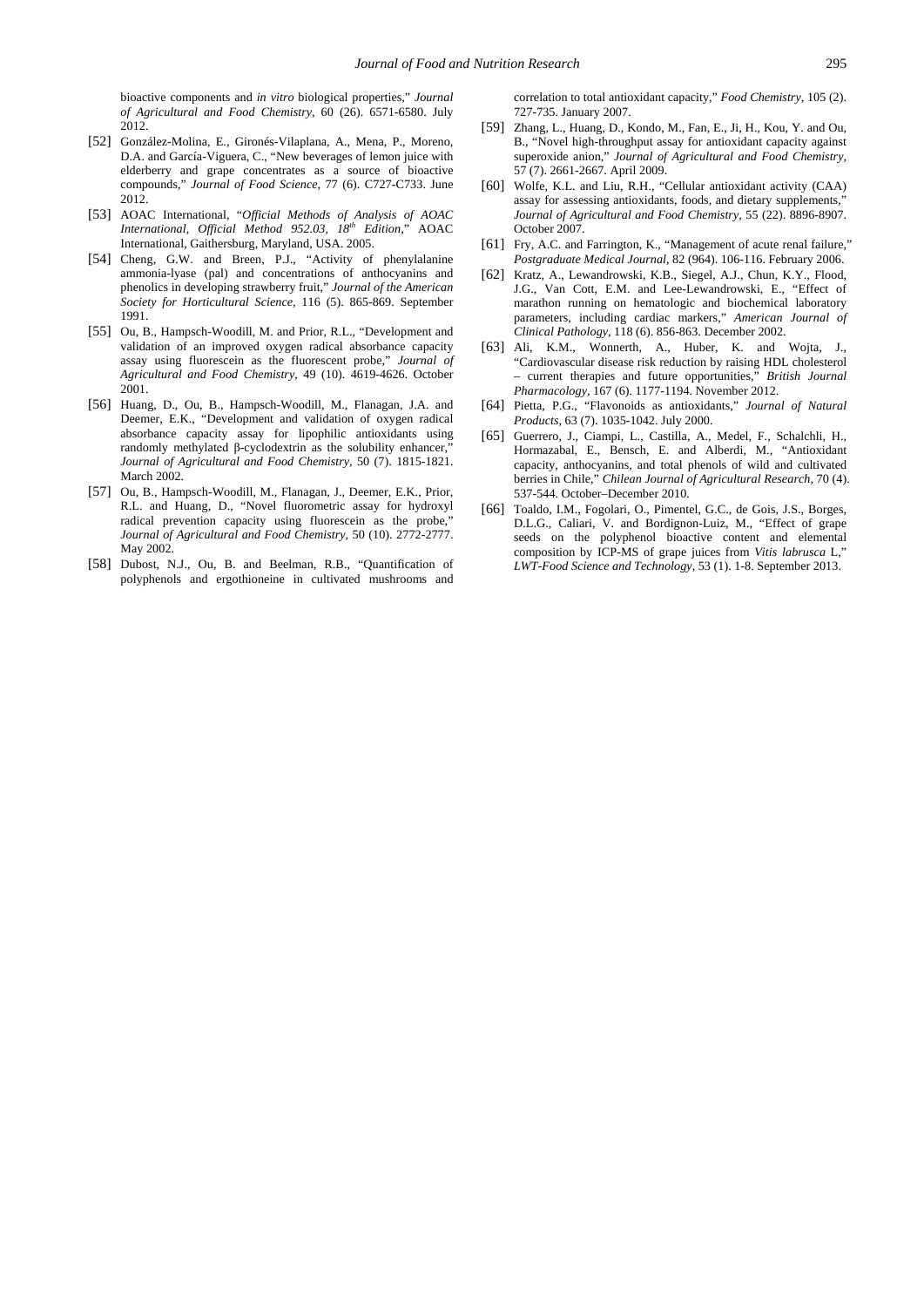bioactive components and *in vitro* biological properties," *Journal of Agricultural and Food Chemistry*, 60 (26). 6571-6580. July 2012.

[52] González-Molina, E., Gironés-Vilaplana, A., Mena, P., Moreno, D.A. and García-Viguera, C., "New beverages of lemon juice with elderberry and grape concentrates as a source of bioactive compounds," *Journal of Food Science*, 77 (6). C727-C733. June 2012.

[53] AOAC International, "*Official Methods of Analysis of AOAC International, Official Method 952.03, 18th Edition*," AOAC International, Gaithersburg, Maryland, USA. 2005.

[54] Cheng, G.W. and Breen, P.J., "Activity of phenylalanine ammonia-lyase (pal) and concentrations of anthocyanins and phenolics in developing strawberry fruit," *Journal of the American Society for Horticultural Science*, 116 (5). 865-869. September 1991.

[55] Ou, B., Hampsch-Woodill, M. and Prior, R.L., "Development and validation of an improved oxygen radical absorbance capacity assay using fluorescein as the fluorescent probe," *Journal of Agricultural and Food Chemistry*, 49 (10). 4619-4626. October 2001.

[56] Huang, D., Ou, B., Hampsch-Woodill, M., Flanagan, J.A. and Deemer, E.K., "Development and validation of oxygen radical absorbance capacity assay for lipophilic antioxidants using randomly methylated β-cyclodextrin as the solubility enhancer," *Journal of Agricultural and Food Chemistry*, 50 (7). 1815-1821. March 2002.

[57] Ou, B., Hampsch-Woodill, M., Flanagan, J., Deemer, E.K., Prior, R.L. and Huang, D., "Novel fluorometric assay for hydroxyl radical prevention capacity using fluorescein as the probe," *Journal of Agricultural and Food Chemistry*, 50 (10). 2772-2777. May 2002.

[58] Dubost, N.J., Ou, B. and Beelman, R.B., "Quantification of polyphenols and ergothioneine in cultivated mushrooms and correlation to total antioxidant capacity," *Food Chemistry*, 105 (2). 727-735. January 2007.

[59] Zhang, L., Huang, D., Kondo, M., Fan, E., Ji, H., Kou, Y. and Ou, B., "Novel high-throughput assay for antioxidant capacity against superoxide anion," *Journal of Agricultural and Food Chemistry*, 57 (7). 2661-2667. April 2009.

[60] Wolfe, K.L. and Liu, R.H., "Cellular antioxidant activity (CAA) assay for assessing antioxidants, foods, and dietary supplements," *Journal of Agricultural and Food Chemistry*, 55 (22). 8896-8907. October 2007.

[61] Fry, A.C. and Farrington, K., "Management of acute renal failure," *Postgraduate Medical Journal*, 82 (964). 106-116. February 2006.

[62] Kratz, A., Lewandrowski, K.B., Siegel, A.J., Chun, K.Y., Flood, J.G., Van Cott, E.M. and Lee-Lewandrowski, E., "Effect of marathon running on hematologic and biochemical laboratory parameters, including cardiac markers," *American Journal of Clinical Pathology*, 118 (6). 856-863. December 2002.

[63] Ali, K.M., Wonnerth, A., Huber, K. and Wojta, J., "Cardiovascular disease risk reduction by raising HDL cholesterol – current therapies and future opportunities," *British Journal Pharmacology*, 167 (6). 1177-1194. November 2012.

[64] Pietta, P.G., "Flavonoids as antioxidants," *Journal of Natural Products*, 63 (7). 1035-1042. July 2000.

[65] Guerrero, J., Ciampi, L., Castilla, A., Medel, F., Schalchli, H., Hormazabal, E., Bensch, E. and Alberdi, M., "Antioxidant capacity, anthocyanins, and total phenols of wild and cultivated berries in Chile," *Chilean Journal of Agricultural Research*, 70 (4). 537-544. October–December 2010.

[66] Toaldo, I.M., Fogolari, O., Pimentel, G.C., de Gois, J.S., Borges, D.L.G., Caliari, V. and Bordignon-Luiz, M., "Effect of grape seeds on the polyphenol bioactive content and elemental composition by ICP-MS of grape juices from *Vitis labrusca* L," *LWT-Food Science and Technology*, 53 (1). 1-8. September 2013.